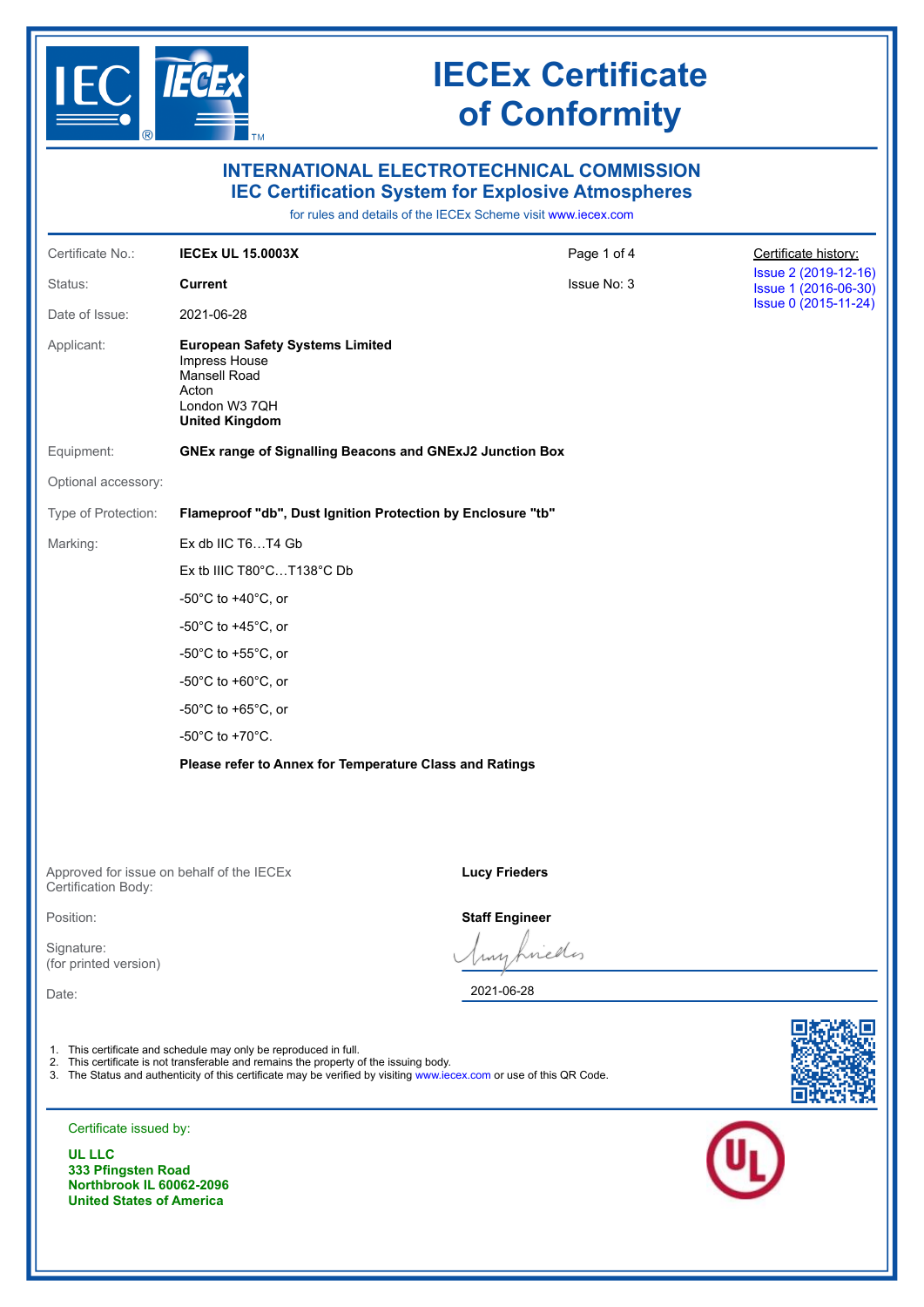# IECEx Certificate of Conformity

## INTERNATIONAL ELECTROTECHNICAL COMMISSION
## IEC Certification System for Explosive Atmospheres

for rules and details of the IECEx Scheme visit www.iecex.com

| | | | |
|---|---|---|---|
| Certificate No.: | **IECEx UL 15.0003X** | | Certificate history: |
| Status: | **Current** | Issue No: 3 | Issue 2 (2019-12-16)<br>Issue 1 (2016-06-30)<br>Issue 0 (2015-11-24) |
| Date of Issue: | 2021-06-28 | | |

Applicant: **European Safety Systems Limited**
Impress House
Mansell Road
Acton
London W3 7QH
**United Kingdom**

Equipment: **GNEx range of Signalling Beacons and GNExJ2 Junction Box**

Optional accessory:

Type of Protection: **Flameproof "db", Dust Ignition Protection by Enclosure "tb"**

Marking:

Ex db IIC T6…T4 Gb

Ex tb IIIC T80°C…T138°C Db

-50°C to +40°C, or

-50°C to +45°C, or

-50°C to +55°C, or

-50°C to +60°C, or

-50°C to +65°C, or

-50°C to +70°C.

**Please refer to Annex for Temperature Class and Ratings**

Approved for issue on behalf of the IECEx Certification Body: **Lucy Frieders**

Position: **Staff Engineer**

Signature: (for printed version)

Date: 2021-06-28

1. This certificate and schedule may only be reproduced in full.
2. This certificate is not transferable and remains the property of the issuing body.
3. The Status and authenticity of this certificate may be verified by visiting www.iecex.com or use of this QR Code.

Certificate issued by:

**UL LLC**
**333 Pfingsten Road**
**Northbrook IL 60062-2096**
**United States of America**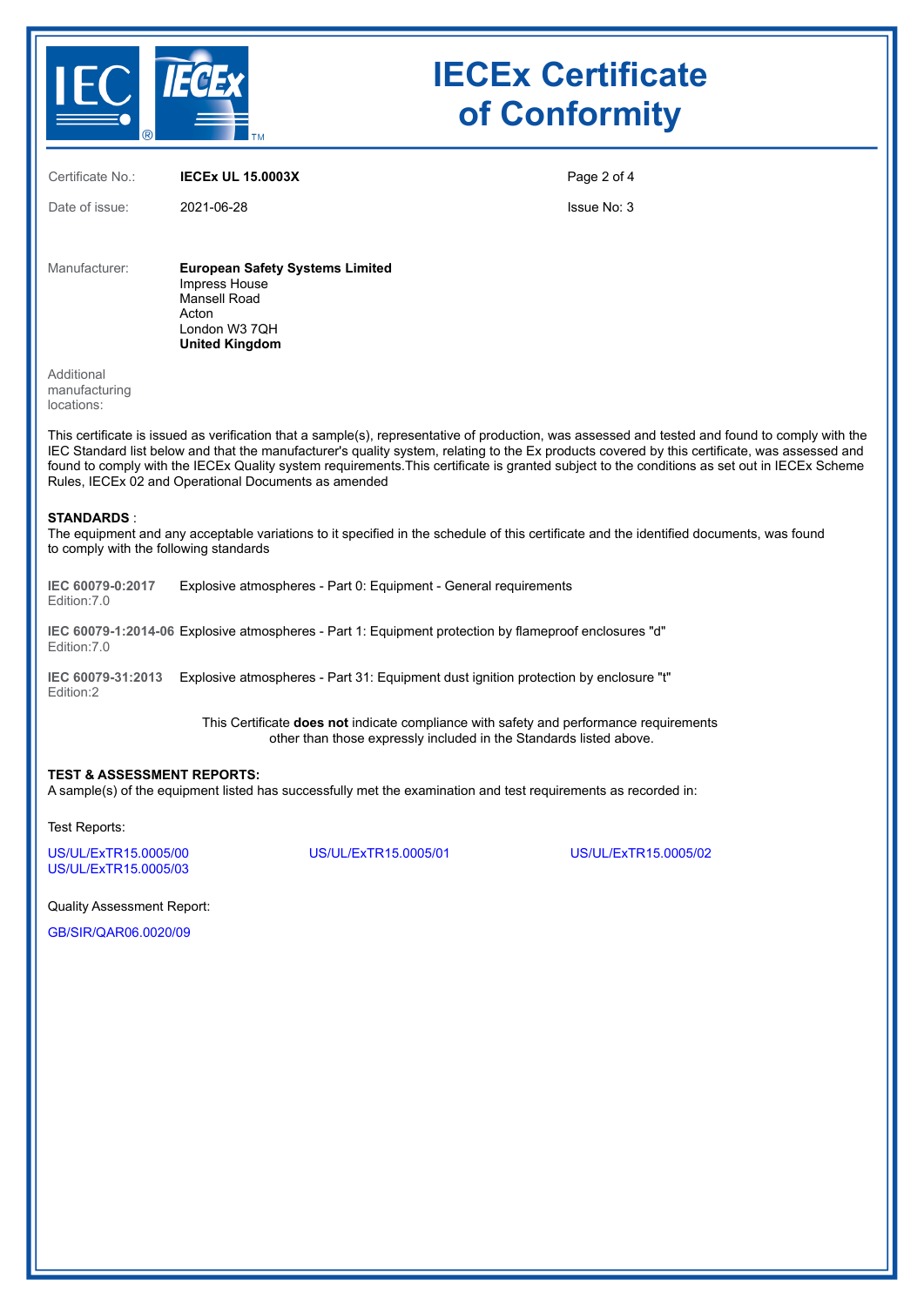# IECEx Certificate of Conformity

| | | | |
|---|---|---|---|
| Certificate No.: | **IECEx UL 15.0003X** | | |
| Date of issue: | 2021-06-28 | Issue No: 3 | |

Manufacturer: **European Safety Systems Limited**
Impress House
Mansell Road
Acton
London W3 7QH
**United Kingdom**

Additional manufacturing locations:

This certificate is issued as verification that a sample(s), representative of production, was assessed and tested and found to comply with the IEC Standard list below and that the manufacturer's quality system, relating to the Ex products covered by this certificate, was assessed and found to comply with the IECEx Quality system requirements.This certificate is granted subject to the conditions as set out in IECEx Scheme Rules, IECEx 02 and Operational Documents as amended

**STANDARDS** :
The equipment and any acceptable variations to it specified in the schedule of this certificate and the identified documents, was found to comply with the following standards

**IEC 60079-0:2017** Edition:7.0 — Explosive atmospheres - Part 0: Equipment - General requirements

**IEC 60079-1:2014-06** Edition:7.0 — Explosive atmospheres - Part 1: Equipment protection by flameproof enclosures "d"

**IEC 60079-31:2013** Edition:2 — Explosive atmospheres - Part 31: Equipment dust ignition protection by enclosure "t"

This Certificate **does not** indicate compliance with safety and performance requirements other than those expressly included in the Standards listed above.

**TEST & ASSESSMENT REPORTS:**
A sample(s) of the equipment listed has successfully met the examination and test requirements as recorded in:

Test Reports:

US/UL/ExTR15.0005/00
US/UL/ExTR15.0005/01
US/UL/ExTR15.0005/02
US/UL/ExTR15.0005/03

Quality Assessment Report:

GB/SIR/QAR06.0020/09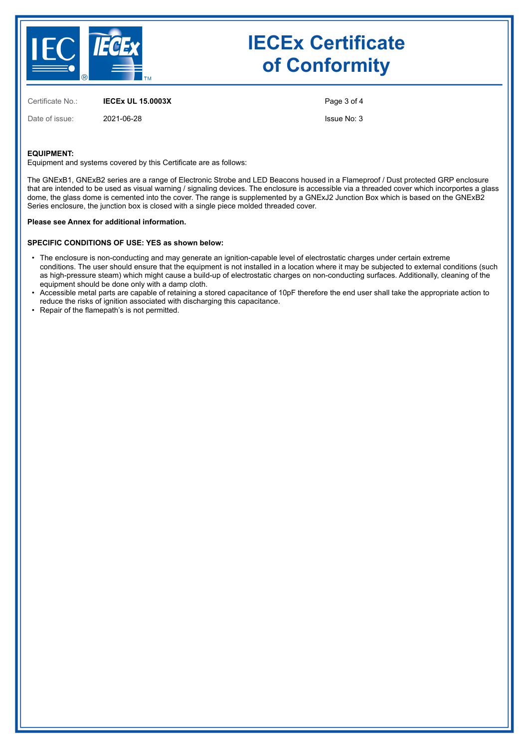# IECEx Certificate of Conformity

| | | | |
|---|---|---|---|
| Certificate No.: | **IECEx UL 15.0003X** | | |
| Date of issue: | 2021-06-28 | | Issue No: 3 |

**EQUIPMENT:**
Equipment and systems covered by this Certificate are as follows:

The GNExB1, GNExB2 series are a range of Electronic Strobe and LED Beacons housed in a Flameproof / Dust protected GRP enclosure that are intended to be used as visual warning / signaling devices. The enclosure is accessible via a threaded cover which incorportes a glass dome, the glass dome is cemented into the cover. The range is supplemented by a GNExJ2 Junction Box which is based on the GNExB2 Series enclosure, the junction box is closed with a single piece molded threaded cover.

**Please see Annex for additional information.**

**SPECIFIC CONDITIONS OF USE: YES as shown below:**

- The enclosure is non-conducting and may generate an ignition-capable level of electrostatic charges under certain extreme conditions. The user should ensure that the equipment is not installed in a location where it may be subjected to external conditions (such as high-pressure steam) which might cause a build-up of electrostatic charges on non-conducting surfaces. Additionally, cleaning of the equipment should be done only with a damp cloth.
- Accessible metal parts are capable of retaining a stored capacitance of 10pF therefore the end user shall take the appropriate action to reduce the risks of ignition associated with discharging this capacitance.
- Repair of the flamepath's is not permitted.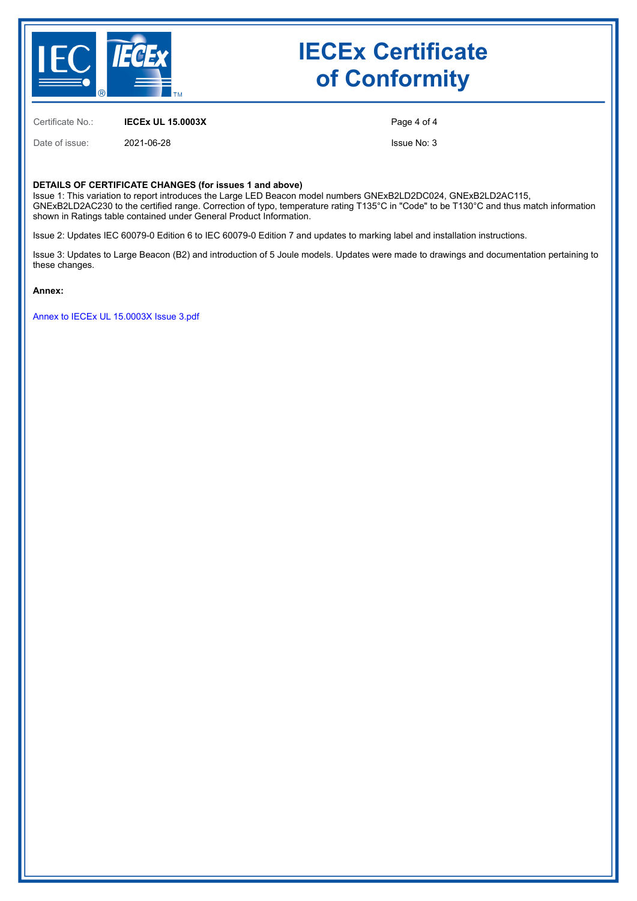# IECEx Certificate of Conformity

Certificate No.: **IECEx UL 15.0003X**

Date of issue: 2021-06-28

Issue No: 3

**DETAILS OF CERTIFICATE CHANGES (for issues 1 and above)**

Issue 1: This variation to report introduces the Large LED Beacon model numbers GNExB2LD2DC024, GNExB2LD2AC115, GNExB2LD2AC230 to the certified range. Correction of typo, temperature rating T135°C in "Code" to be T130°C and thus match information shown in Ratings table contained under General Product Information.

Issue 2: Updates IEC 60079-0 Edition 6 to IEC 60079-0 Edition 7 and updates to marking label and installation instructions.

Issue 3: Updates to Large Beacon (B2) and introduction of 5 Joule models. Updates were made to drawings and documentation pertaining to these changes.

**Annex:**

Annex to IECEx UL 15.0003X Issue 3.pdf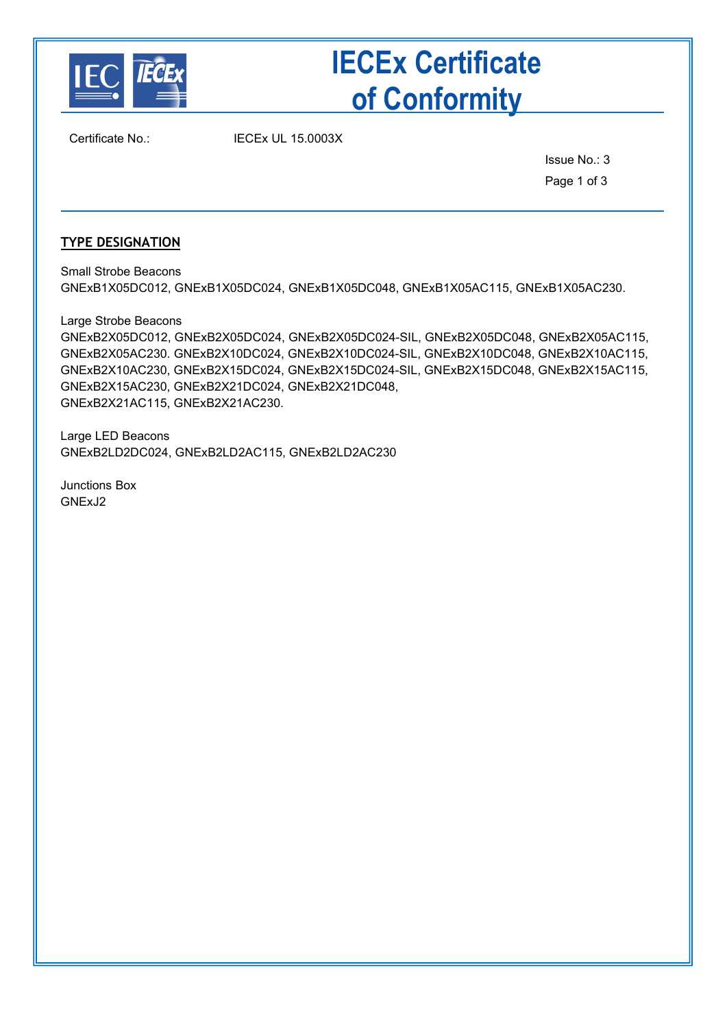# IECEx Certificate of Conformity

Certificate No.: IECEx UL 15.0003X

Issue No.: 3

## TYPE DESIGNATION

Small Strobe Beacons
GNExB1X05DC012, GNExB1X05DC024, GNExB1X05DC048, GNExB1X05AC115, GNExB1X05AC230.

Large Strobe Beacons
GNExB2X05DC012, GNExB2X05DC024, GNExB2X05DC024-SIL, GNExB2X05DC048, GNExB2X05AC115, GNExB2X05AC230. GNExB2X10DC024, GNExB2X10DC024-SIL, GNExB2X10DC048, GNExB2X10AC115, GNExB2X10AC230, GNExB2X15DC024, GNExB2X15DC024-SIL, GNExB2X15DC048, GNExB2X15AC115, GNExB2X15AC230, GNExB2X21DC024, GNExB2X21DC048,
GNExB2X21AC115, GNExB2X21AC230.

Large LED Beacons
GNExB2LD2DC024, GNExB2LD2AC115, GNExB2LD2AC230

Junctions Box
GNExJ2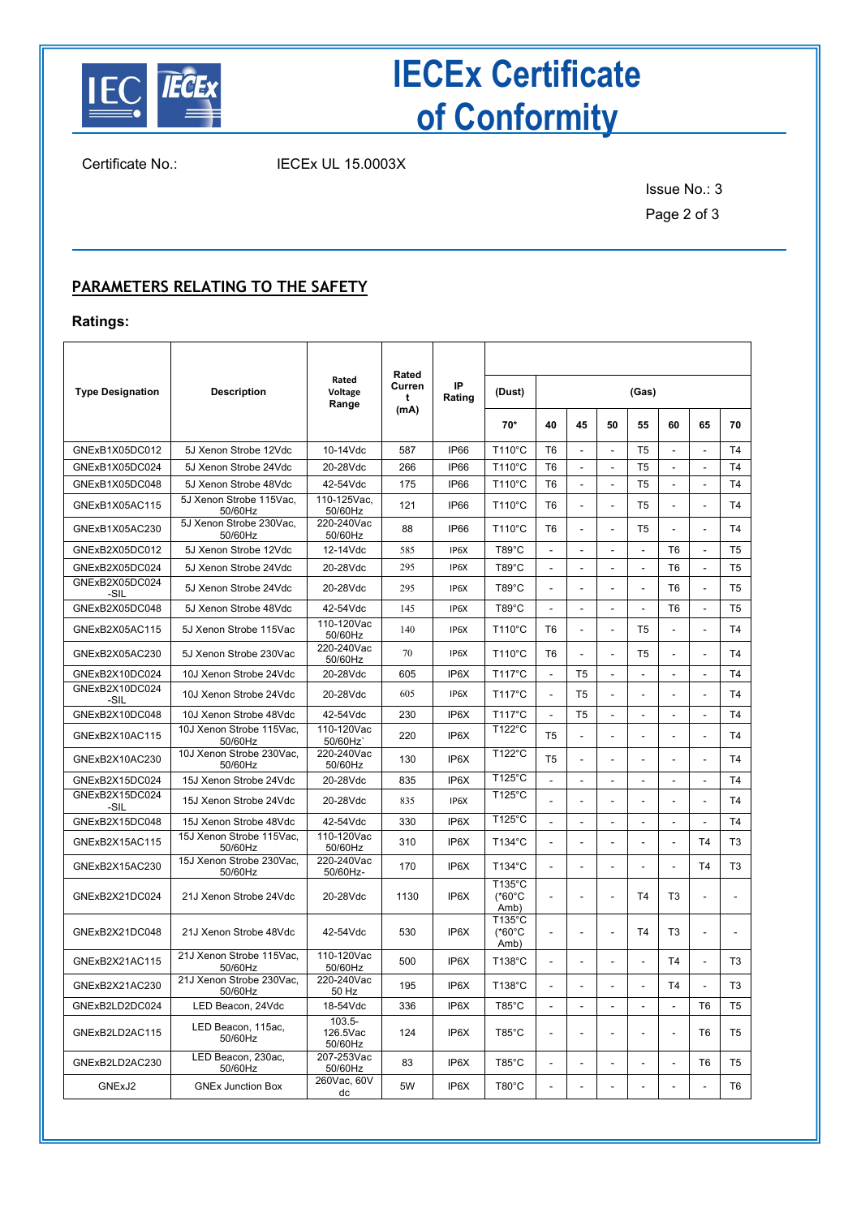# IECEx Certificate of Conformity

Certificate No.: IECEx UL 15.0003X

Issue No.: 3

## PARAMETERS RELATING TO THE SAFETY

**Ratings:**

| Type Designation | Description | Rated Voltage Range | Rated Current (mA) | IP Rating | (Dust) | (Gas) | | | | | | |
|---|---|---|---|---|---|---|---|---|---|---|---|---|
| | | | | | 70* | 40 | 45 | 50 | 55 | 60 | 65 | 70 |
| GNExB1X05DC012 | 5J Xenon Strobe 12Vdc | 10-14Vdc | 587 | IP66 | T110°C | T6 | - | - | T5 | - | - | T4 |
| GNExB1X05DC024 | 5J Xenon Strobe 24Vdc | 20-28Vdc | 266 | IP66 | T110°C | T6 | - | - | T5 | - | - | T4 |
| GNExB1X05DC048 | 5J Xenon Strobe 48Vdc | 42-54Vdc | 175 | IP66 | T110°C | T6 | - | - | T5 | - | - | T4 |
| GNExB1X05AC115 | 5J Xenon Strobe 115Vac, 50/60Hz | 110-125Vac, 50/60Hz | 121 | IP66 | T110°C | T6 | - | - | T5 | - | - | T4 |
| GNExB1X05AC230 | 5J Xenon Strobe 230Vac, 50/60Hz | 220-240Vac 50/60Hz | 88 | IP66 | T110°C | T6 | - | - | T5 | - | - | T4 |
| GNExB2X05DC012 | 5J Xenon Strobe 12Vdc | 12-14Vdc | 585 | IP6X | T89°C | - | - | - | - | T6 | - | T5 |
| GNExB2X05DC024 | 5J Xenon Strobe 24Vdc | 20-28Vdc | 295 | IP6X | T89°C | - | - | - | - | T6 | - | T5 |
| GNExB2X05DC024 -SIL | 5J Xenon Strobe 24Vdc | 20-28Vdc | 295 | IP6X | T89°C | - | - | - | - | T6 | - | T5 |
| GNExB2X05DC048 | 5J Xenon Strobe 48Vdc | 42-54Vdc | 145 | IP6X | T89°C | - | - | - | - | T6 | - | T5 |
| GNExB2X05AC115 | 5J Xenon Strobe 115Vac | 110-120Vac 50/60Hz | 140 | IP6X | T110°C | T6 | - | - | T5 | - | - | T4 |
| GNExB2X05AC230 | 5J Xenon Strobe 230Vac | 220-240Vac 50/60Hz | 70 | IP6X | T110°C | T6 | - | - | T5 | - | - | T4 |
| GNExB2X10DC024 | 10J Xenon Strobe 24Vdc | 20-28Vdc | 605 | IP6X | T117°C | - | T5 | - | - | - | - | T4 |
| GNExB2X10DC024 -SIL | 10J Xenon Strobe 24Vdc | 20-28Vdc | 605 | IP6X | T117°C | - | T5 | - | - | - | - | T4 |
| GNExB2X10DC048 | 10J Xenon Strobe 48Vdc | 42-54Vdc | 230 | IP6X | T117°C | - | T5 | - | - | - | - | T4 |
| GNExB2X10AC115 | 10J Xenon Strobe 115Vac, 50/60Hz | 110-120Vac 50/60Hz` | 220 | IP6X | T122°C | T5 | - | - | - | - | - | T4 |
| GNExB2X10AC230 | 10J Xenon Strobe 230Vac, 50/60Hz | 220-240Vac 50/60Hz | 130 | IP6X | T122°C | T5 | - | - | - | - | - | T4 |
| GNExB2X15DC024 | 15J Xenon Strobe 24Vdc | 20-28Vdc | 835 | IP6X | T125°C | - | - | - | - | - | - | T4 |
| GNExB2X15DC024 -SIL | 15J Xenon Strobe 24Vdc | 20-28Vdc | 835 | IP6X | T125°C | - | - | - | - | - | - | T4 |
| GNExB2X15DC048 | 15J Xenon Strobe 48Vdc | 42-54Vdc | 330 | IP6X | T125°C | - | - | - | - | - | - | T4 |
| GNExB2X15AC115 | 15J Xenon Strobe 115Vac, 50/60Hz | 110-120Vac 50/60Hz | 310 | IP6X | T134°C | - | - | - | - | - | T4 | T3 |
| GNExB2X15AC230 | 15J Xenon Strobe 230Vac, 50/60Hz | 220-240Vac 50/60Hz- | 170 | IP6X | T134°C | - | - | - | - | - | T4 | T3 |
| GNExB2X21DC024 | 21J Xenon Strobe 24Vdc | 20-28Vdc | 1130 | IP6X | T135°C (*60°C Amb) | - | - | - | T4 | T3 | - | - |
| GNExB2X21DC048 | 21J Xenon Strobe 48Vdc | 42-54Vdc | 530 | IP6X | T135°C (*60°C Amb) | - | - | - | T4 | T3 | - | - |
| GNExB2X21AC115 | 21J Xenon Strobe 115Vac, 50/60Hz | 110-120Vac 50/60Hz | 500 | IP6X | T138°C | - | - | - | - | T4 | - | T3 |
| GNExB2X21AC230 | 21J Xenon Strobe 230Vac, 50/60Hz | 220-240Vac 50 Hz | 195 | IP6X | T138°C | - | - | - | - | T4 | - | T3 |
| GNExB2LD2DC024 | LED Beacon, 24Vdc | 18-54Vdc | 336 | IP6X | T85°C | - | - | - | - | - | T6 | T5 |
| GNExB2LD2AC115 | LED Beacon, 115ac, 50/60Hz | 103.5-126.5Vac 50/60Hz | 124 | IP6X | T85°C | - | - | - | - | - | T6 | T5 |
| GNExB2LD2AC230 | LED Beacon, 230ac, 50/60Hz | 207-253Vac 50/60Hz | 83 | IP6X | T85°C | - | - | - | - | - | T6 | T5 |
| GNExJ2 | GNEx Junction Box | 260Vac, 60V dc | 5W | IP6X | T80°C | - | - | - | - | - | - | T6 |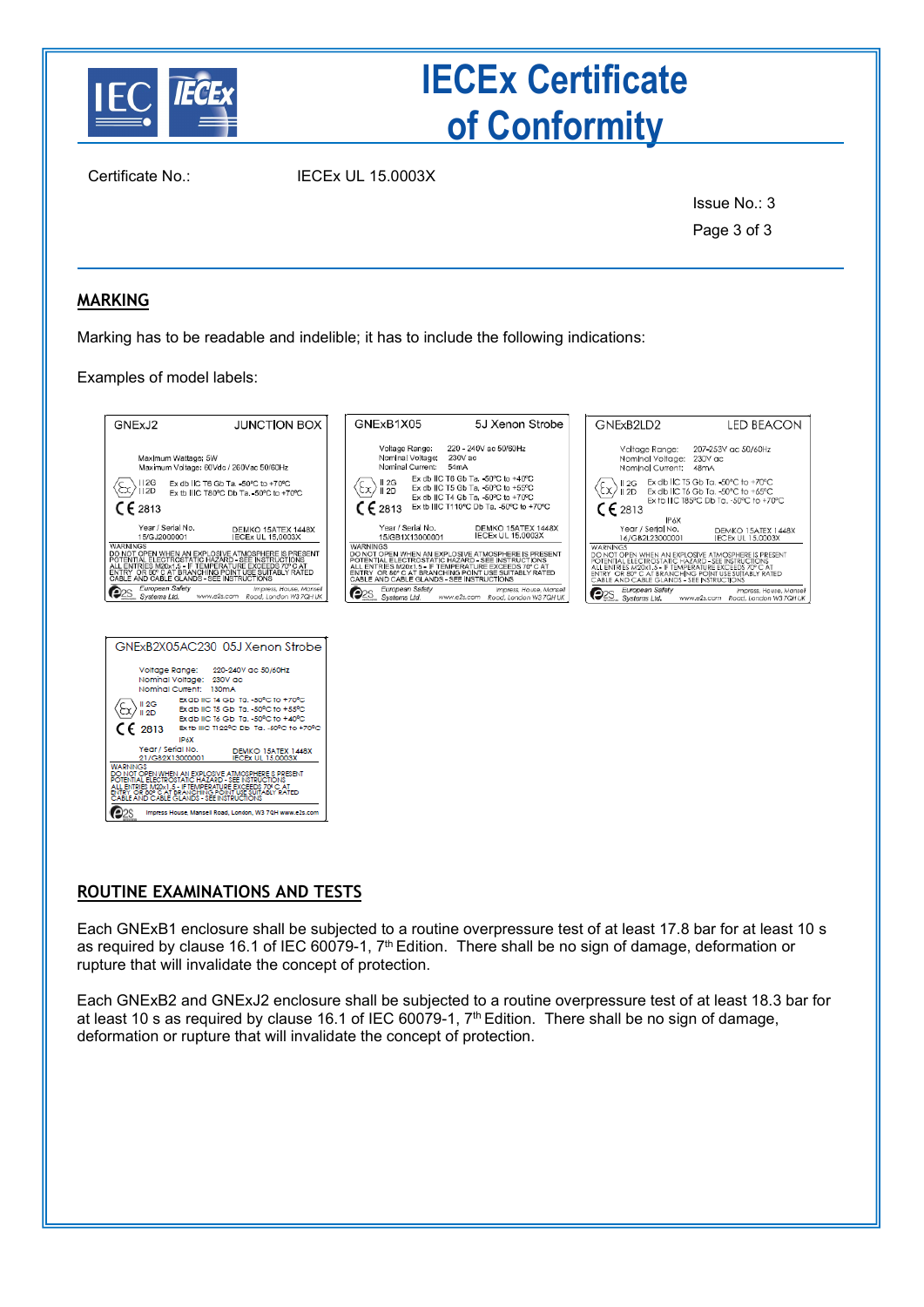# IECEx Certificate of Conformity

Certificate No.: IECEx UL 15.0003X

Issue No.: 3

## MARKING

Marking has to be readable and indelible; it has to include the following indications:

Examples of model labels:

GNExJ2 JUNCTION BOX

Maximum Wattage: 5W
Maximum Voltage: 60Vdc / 260Vac 50/60Hz

II 2G Ex db IIC T6 Gb Ta. -50°C to +70°C
II 2D Ex tb IIIC T80°C Db Ta. -50°C to +70°C

CE 2813

Year / Serial No. 15/GJ2000001 DEMKO 15ATEX 1448X IECEx UL 15.0003X

WARNINGS
DO NOT OPEN WHEN AN EXPLOSIVE ATMOSPHERE IS PRESENT
POTENTIAL ELECTROSTATIC HAZARD - SEE INSTRUCTIONS
ALL ENTRIES M20x1.5 - IF TEMPERATURE EXCEEDS 70°C AT ENTRY OR 80°C AT BRANCHING POINT USE SUITABLY RATED CABLE AND CABLE GLANDS - SEE INSTRUCTIONS

European Safety Systems Ltd. www.e2s.com Impress House, Mansell Road, London W3 7QH UK

GNExB1X05 5J Xenon Strobe

Voltage Range: 220 - 240V ac 50/60Hz
Nominal Voltage: 230V ac
Nominal Current: 54mA

II 2G Ex db IIC T6 Gb Ta. -50°C to +40°C
II 2D Ex db IIC T5 Gb Ta. -50°C to +55°C
Ex db IIC T4 Gb Ta. -50°C to +70°C
Ex tb IIIC T110°C Db Ta. -50°C to +70°C

CE 2813

Year / Serial No. 15/GB1X13000001 DEMKO 15ATEX 1448X IECEx UL 15.0003X

WARNINGS
DO NOT OPEN WHEN AN EXPLOSIVE ATMOSPHERE IS PRESENT
POTENTIAL ELECTROSTATIC HAZARD - SEE INSTRUCTIONS
ALL ENTRIES M20x1.5 - IF TEMPERATURE EXCEEDS 70°C AT ENTRY OR 80°C AT BRANCHING POINT USE SUITABLY RATED CABLE AND CABLE GLANDS - SEE INSTRUCTIONS

European Safety Systems Ltd. www.e2s.com Impress House, Mansell Road, London W3 7QH UK

GNExB2LD2 LED BEACON

Voltage Range: 207-253V ac 50/60Hz
Nominal Voltage: 230V ac
Nominal Current: 48mA

II 2G Ex db IIC T5 Gb Ta. -50°C to +70°C
II 2D Ex db IIC T6 Gb Ta. -50°C to +65°C
Ex tb IIIC 185°C Db Ta. -50°C to +70°C

CE 2813

IP6X

Year / Serial No. 16/GB2L23000001 DEMKO 15ATEX 1448X IECEx UL 15.0003X

WARNINGS
DO NOT OPEN WHEN AN EXPLOSIVE ATMOSPHERE IS PRESENT
POTENTIAL ELECTROSTATIC HAZARD - SEE INSTRUCTIONS
ALL ENTRIES M20x1.5 - IF TEMPERATURE EXCEEDS 70°C AT ENTRY OR 80°C AT BRANCHING POINT USE SUITABLY RATED CABLE AND CABLE GLANDS - SEE INSTRUCTIONS

European Safety Systems Ltd. www.e2s.com Impress House, Mansell Road, London W3 7QH UK

GNExB2X05AC230 05J Xenon Strobe

Voltage Range: 220-240V ac 50/60Hz
Nominal Voltage: 230V ac
Nominal Current: 130mA

II 2G Ex db IIC T4 Gb Ta. -50°C to +70°C
II 2D Ex db IIC T5 Gb Ta. -50°C to +55°C
Ex db IIC T6 Gb Ta. -50°C to +40°C
Ex tb IIIC T100°C Db Ta. -50°C to +70°C

CE 2813

IP6X

Year / Serial No. 21/GB2X13000001 DEMKO 15ATEX 1448X IECEx UL 15.0003X

WARNINGS
DO NOT OPEN WHEN AN EXPLOSIVE ATMOSPHERE IS PRESENT
POTENTIAL ELECTROSTATIC HAZARD - SEE INSTRUCTIONS
ALL ENTRIES M20x1.5 - IF TEMPERATURE EXCEEDS 70°C AT ENTRY OR 80°C AT BRANCHING POINT USE SUITABLY RATED CABLE AND CABLE GLANDS - SEE INSTRUCTIONS

Impress House, Mansell Road, London, W3 7QH www.e2s.com

## ROUTINE EXAMINATIONS AND TESTS

Each GNExB1 enclosure shall be subjected to a routine overpressure test of at least 17.8 bar for at least 10 s as required by clause 16.1 of IEC 60079-1, 7th Edition. There shall be no sign of damage, deformation or rupture that will invalidate the concept of protection.

Each GNExB2 and GNExJ2 enclosure shall be subjected to a routine overpressure test of at least 18.3 bar for at least 10 s as required by clause 16.1 of IEC 60079-1, 7th Edition. There shall be no sign of damage, deformation or rupture that will invalidate the concept of protection.